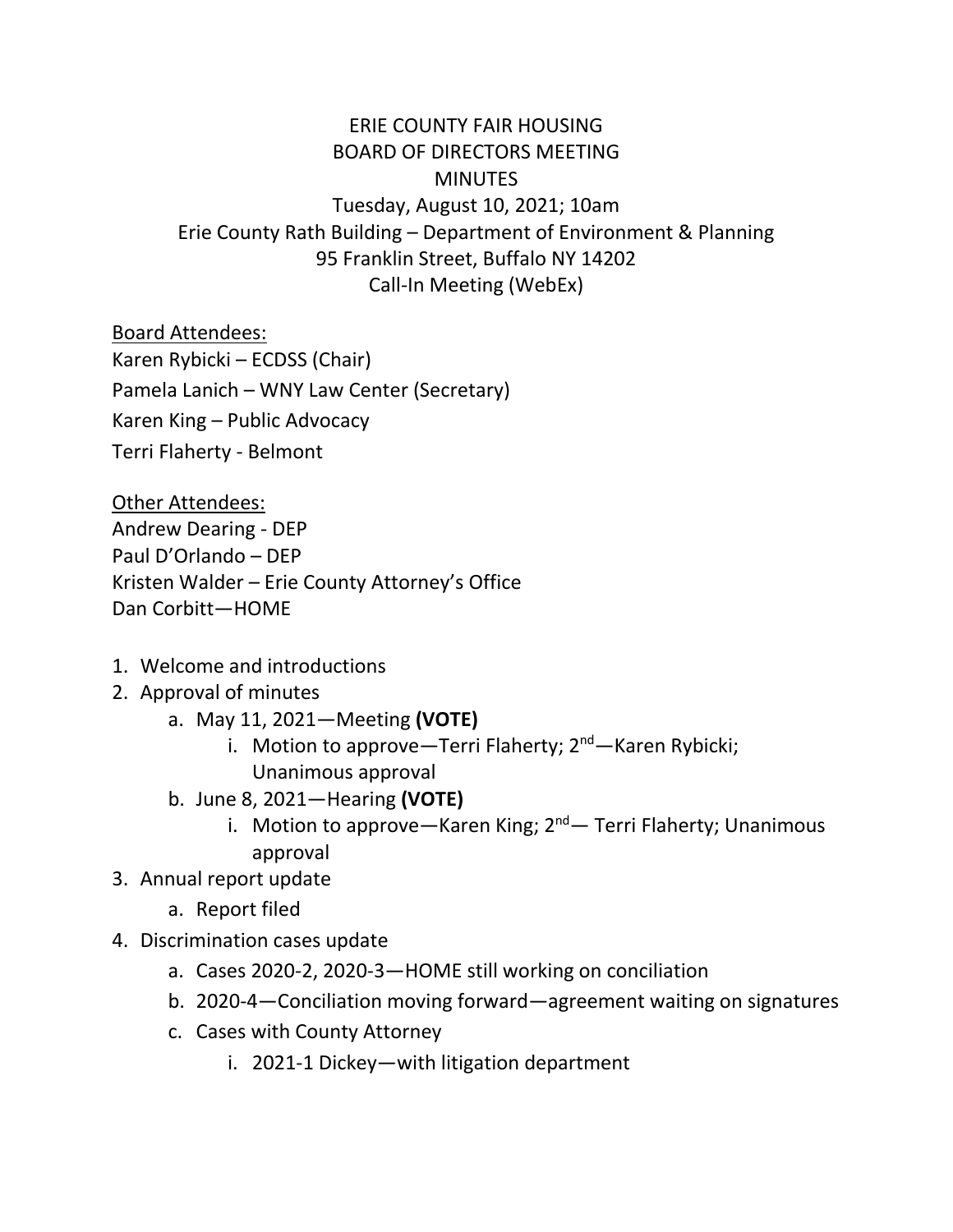# ERIE COUNTY FAIR HOUSING
## BOARD OF DIRECTORS MEETING
## MINUTES

Tuesday, August 10, 2021; 10am
Erie County Rath Building – Department of Environment & Planning
95 Franklin Street, Buffalo NY 14202
Call-In Meeting (WebEx)

<u>Board Attendees:</u>

Karen Rybicki – ECDSS (Chair)

Pamela Lanich – WNY Law Center (Secretary)

Karen King – Public Advocacy

Terri Flaherty - Belmont

<u>Other Attendees:</u>

Andrew Dearing - DEP

Paul D'Orlando – DEP

Kristen Walder – Erie County Attorney's Office

Dan Corbitt—HOME

1. Welcome and introductions
2. Approval of minutes
   a. May 11, 2021—Meeting **(VOTE)**
      i. Motion to approve—Terri Flaherty; 2nd—Karen Rybicki; Unanimous approval
   b. June 8, 2021—Hearing **(VOTE)**
      i. Motion to approve—Karen King; 2nd— Terri Flaherty; Unanimous approval
3. Annual report update
   a. Report filed
4. Discrimination cases update
   a. Cases 2020-2, 2020-3—HOME still working on conciliation
   b. 2020-4—Conciliation moving forward—agreement waiting on signatures
   c. Cases with County Attorney
      i. 2021-1 Dickey—with litigation department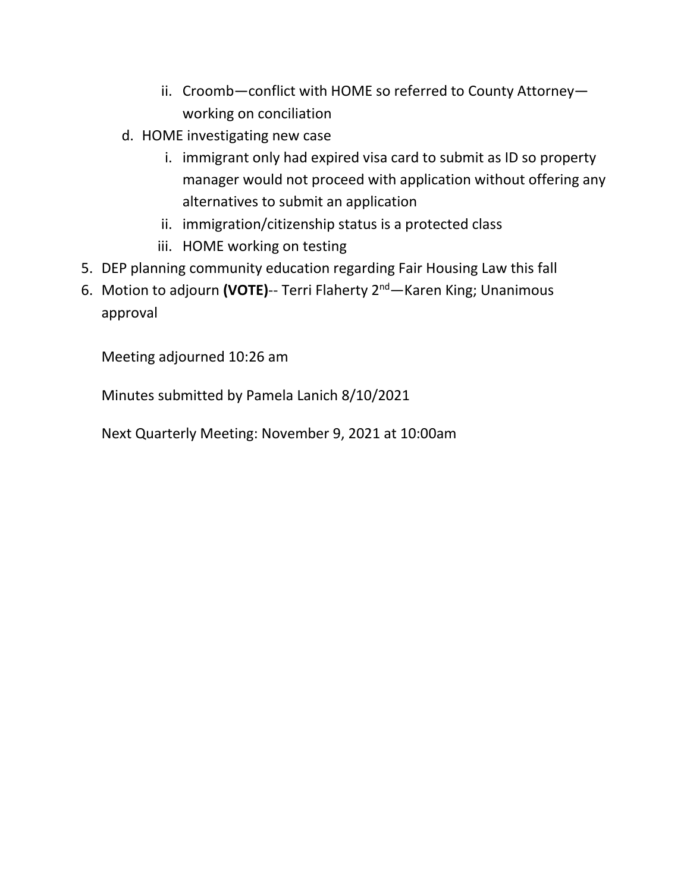- ii. Croomb—conflict with HOME so referred to County Attorney—working on conciliation

   d. HOME investigating new case

      - i. immigrant only had expired visa card to submit as ID so property manager would not proceed with application without offering any alternatives to submit an application
      - ii. immigration/citizenship status is a protected class
      - iii. HOME working on testing

5. DEP planning community education regarding Fair Housing Law this fall
6. Motion to adjourn **(VOTE)**-- Terri Flaherty 2nd—Karen King; Unanimous approval

   Meeting adjourned 10:26 am

   Minutes submitted by Pamela Lanich 8/10/2021

   Next Quarterly Meeting: November 9, 2021 at 10:00am